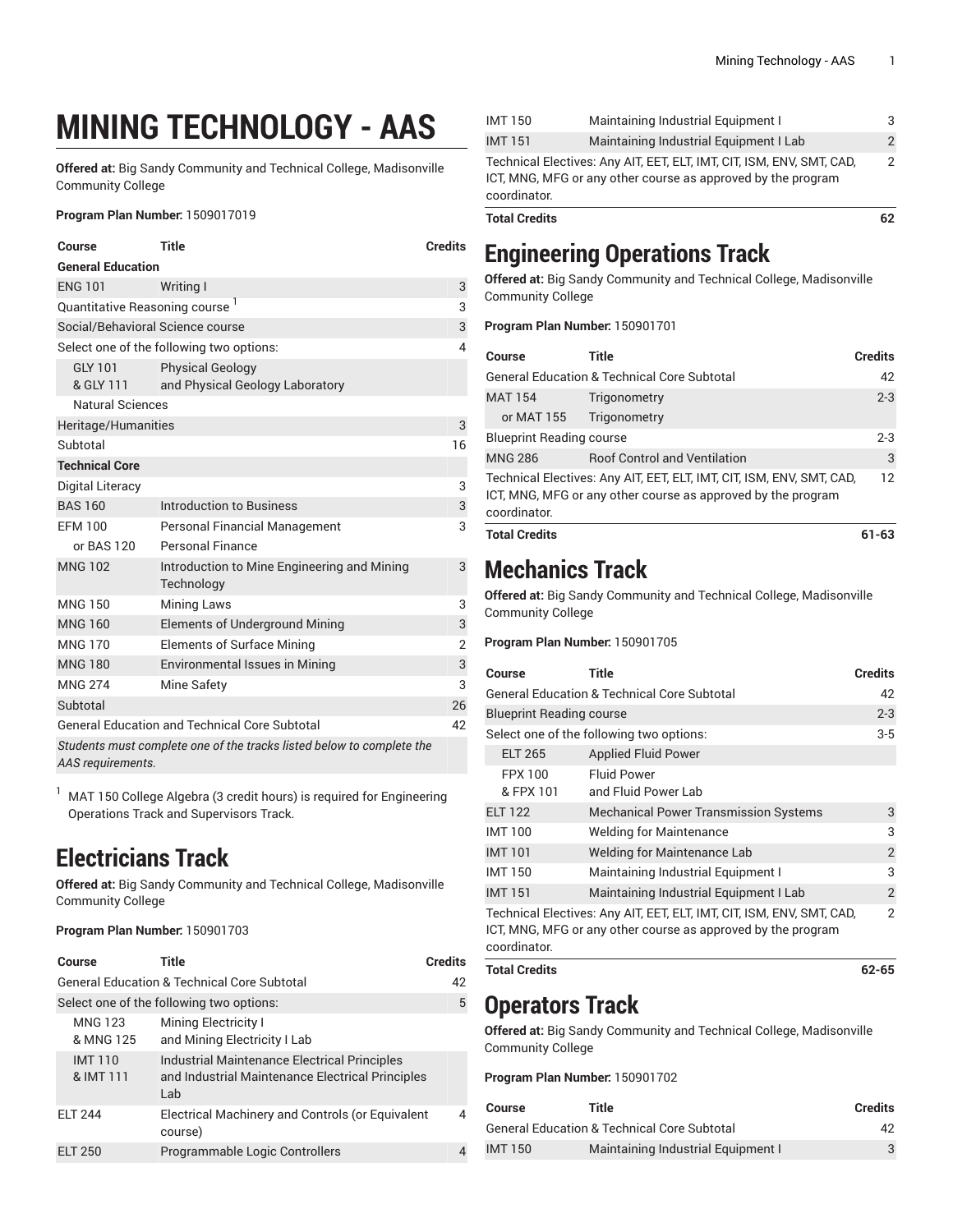# MINING TECHNOLOGY - AAS

**Offered at:** Big Sandy Community and Technical College, Madisonville Community College

**Program Plan Number:** 1509017019

| Course | Title | Credits |
|---|---|---|
| **General Education** | | |
| ENG 101 | Writing I | 3 |
| Quantitative Reasoning course [1] | | 3 |
| Social/Behavioral Science course | | 3 |
| Select one of the following two options: | | 4 |
| GLY 101 & GLY 111 | Physical Geology and Physical Geology Laboratory | |
| Natural Sciences | | |
| Heritage/Humanities | | 3 |
| Subtotal | | 16 |
| **Technical Core** | | |
| Digital Literacy | | 3 |
| BAS 160 | Introduction to Business | 3 |
| EFM 100 or BAS 120 | Personal Financial Management or Personal Finance | 3 |
| MNG 102 | Introduction to Mine Engineering and Mining Technology | 3 |
| MNG 150 | Mining Laws | 3 |
| MNG 160 | Elements of Underground Mining | 3 |
| MNG 170 | Elements of Surface Mining | 2 |
| MNG 180 | Environmental Issues in Mining | 3 |
| MNG 274 | Mine Safety | 3 |
| Subtotal | | 26 |
| General Education and Technical Core Subtotal | | 42 |
| *Students must complete one of the tracks listed below to complete the AAS requirements.* | | |

[1] MAT 150 College Algebra (3 credit hours) is required for Engineering Operations Track and Supervisors Track.

## Electricians Track

**Offered at:** Big Sandy Community and Technical College, Madisonville Community College

**Program Plan Number:** 150901703

| Course | Title | Credits |
|---|---|---|
| General Education & Technical Core Subtotal | | 42 |
| Select one of the following two options: | | 5 |
| MNG 123 & MNG 125 | Mining Electricity I and Mining Electricity I Lab | |
| IMT 110 & IMT 111 | Industrial Maintenance Electrical Principles and Industrial Maintenance Electrical Principles Lab | |
| ELT 244 | Electrical Machinery and Controls (or Equivalent course) | 4 |
| ELT 250 | Programmable Logic Controllers | 4 |
| IMT 150 | Maintaining Industrial Equipment I | 3 |
| IMT 151 | Maintaining Industrial Equipment I Lab | 2 |
| Technical Electives: Any AIT, EET, ELT, IMT, CIT, ISM, ENV, SMT, CAD, ICT, MNG, MFG or any other course as approved by the program coordinator. | | 2 |
| **Total Credits** | | **62** |

## Engineering Operations Track

**Offered at:** Big Sandy Community and Technical College, Madisonville Community College

**Program Plan Number:** 150901701

| Course | Title | Credits |
|---|---|---|
| General Education & Technical Core Subtotal | | 42 |
| MAT 154 or MAT 155 | Trigonometry or Trigonometry | 2-3 |
| Blueprint Reading course | | 2-3 |
| MNG 286 | Roof Control and Ventilation | 3 |
| Technical Electives: Any AIT, EET, ELT, IMT, CIT, ISM, ENV, SMT, CAD, ICT, MNG, MFG or any other course as approved by the program coordinator. | | 12 |
| **Total Credits** | | **61-63** |

## Mechanics Track

**Offered at:** Big Sandy Community and Technical College, Madisonville Community College

**Program Plan Number:** 150901705

| Course | Title | Credits |
|---|---|---|
| General Education & Technical Core Subtotal | | 42 |
| Blueprint Reading course | | 2-3 |
| Select one of the following two options: | | 3-5 |
| ELT 265 | Applied Fluid Power | |
| FPX 100 & FPX 101 | Fluid Power and Fluid Power Lab | |
| ELT 122 | Mechanical Power Transmission Systems | 3 |
| IMT 100 | Welding for Maintenance | 3 |
| IMT 101 | Welding for Maintenance Lab | 2 |
| IMT 150 | Maintaining Industrial Equipment I | 3 |
| IMT 151 | Maintaining Industrial Equipment I Lab | 2 |
| Technical Electives: Any AIT, EET, ELT, IMT, CIT, ISM, ENV, SMT, CAD, ICT, MNG, MFG or any other course as approved by the program coordinator. | | 2 |
| **Total Credits** | | **62-65** |

## Operators Track

**Offered at:** Big Sandy Community and Technical College, Madisonville Community College

**Program Plan Number:** 150901702

| Course | Title | Credits |
|---|---|---|
| General Education & Technical Core Subtotal | | 42 |
| IMT 150 | Maintaining Industrial Equipment I | 3 |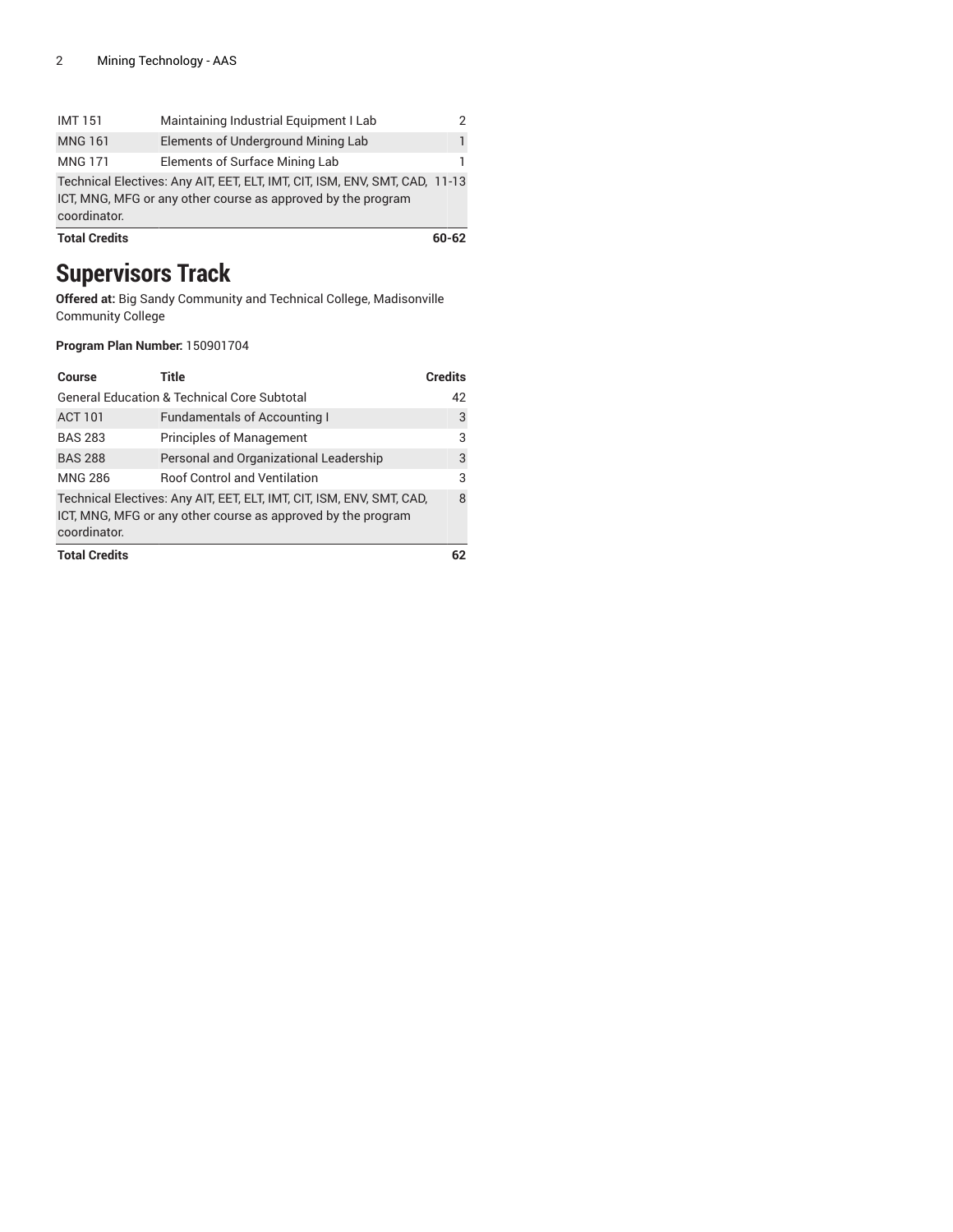| | | |
|---|---|---|
| IMT 151 | Maintaining Industrial Equipment I Lab | 2 |
| MNG 161 | Elements of Underground Mining Lab | 1 |
| MNG 171 | Elements of Surface Mining Lab | 1 |
| Technical Electives: Any AIT, EET, ELT, IMT, CIT, ISM, ENV, SMT, CAD, ICT, MNG, MFG or any other course as approved by the program coordinator. | | 11-13 |
| **Total Credits** | | **60-62** |

## Supervisors Track

**Offered at:** Big Sandy Community and Technical College, Madisonville Community College

**Program Plan Number:** 150901704

| Course | Title | Credits |
|---|---|---|
| General Education & Technical Core Subtotal | | 42 |
| ACT 101 | Fundamentals of Accounting I | 3 |
| BAS 283 | Principles of Management | 3 |
| BAS 288 | Personal and Organizational Leadership | 3 |
| MNG 286 | Roof Control and Ventilation | 3 |
| Technical Electives: Any AIT, EET, ELT, IMT, CIT, ISM, ENV, SMT, CAD, ICT, MNG, MFG or any other course as approved by the program coordinator. | | 8 |
| **Total Credits** | | **62** |